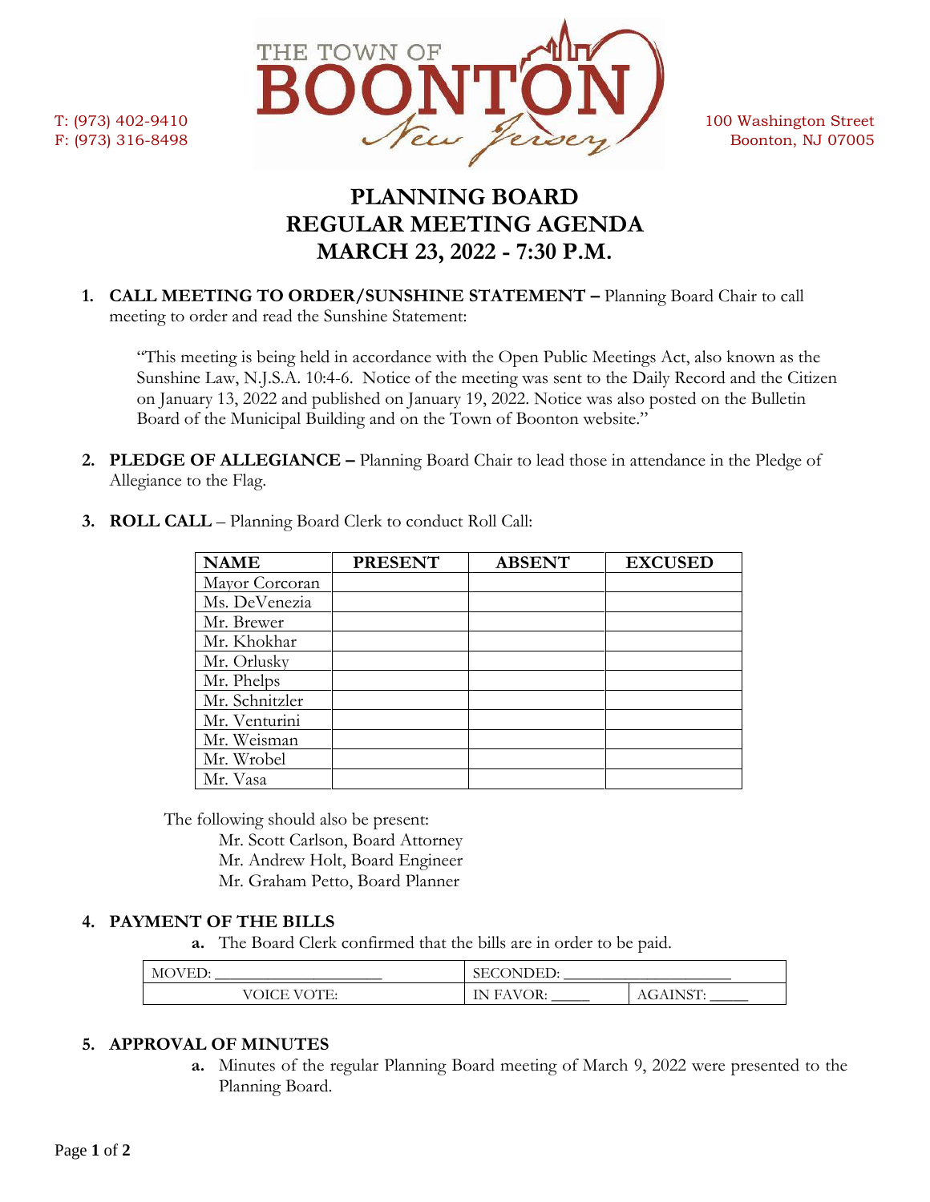T: (973) 402-9410
F: (973) 316-8498

THE TOWN OF BOONTON New Jersey

100 Washington Street
Boonton, NJ 07005

# PLANNING BOARD
# REGULAR MEETING AGENDA
# MARCH 23, 2022 - 7:30 P.M.

1. **CALL MEETING TO ORDER/SUNSHINE STATEMENT –** Planning Board Chair to call meeting to order and read the Sunshine Statement:

   "This meeting is being held in accordance with the Open Public Meetings Act, also known as the Sunshine Law, N.J.S.A. 10:4-6. Notice of the meeting was sent to the Daily Record and the Citizen on January 13, 2022 and published on January 19, 2022. Notice was also posted on the Bulletin Board of the Municipal Building and on the Town of Boonton website."

2. **PLEDGE OF ALLEGIANCE –** Planning Board Chair to lead those in attendance in the Pledge of Allegiance to the Flag.

3. **ROLL CALL** – Planning Board Clerk to conduct Roll Call:

| NAME | PRESENT | ABSENT | EXCUSED |
|---|---|---|---|
| Mayor Corcoran | | | |
| Ms. DeVenezia | | | |
| Mr. Brewer | | | |
| Mr. Khokhar | | | |
| Mr. Orlusky | | | |
| Mr. Phelps | | | |
| Mr. Schnitzler | | | |
| Mr. Venturini | | | |
| Mr. Weisman | | | |
| Mr. Wrobel | | | |
| Mr. Vasa | | | |

   The following should also be present:
   - Mr. Scott Carlson, Board Attorney
   - Mr. Andrew Holt, Board Engineer
   - Mr. Graham Petto, Board Planner

4. **PAYMENT OF THE BILLS**
   a. The Board Clerk confirmed that the bills are in order to be paid.

| MOVED: ____________________ | SECONDED: ____________________ | |
|---|---|---|
| VOICE VOTE: | IN FAVOR: _____ | AGAINST: _____ |

5. **APPROVAL OF MINUTES**
   a. Minutes of the regular Planning Board meeting of March 9, 2022 were presented to the Planning Board.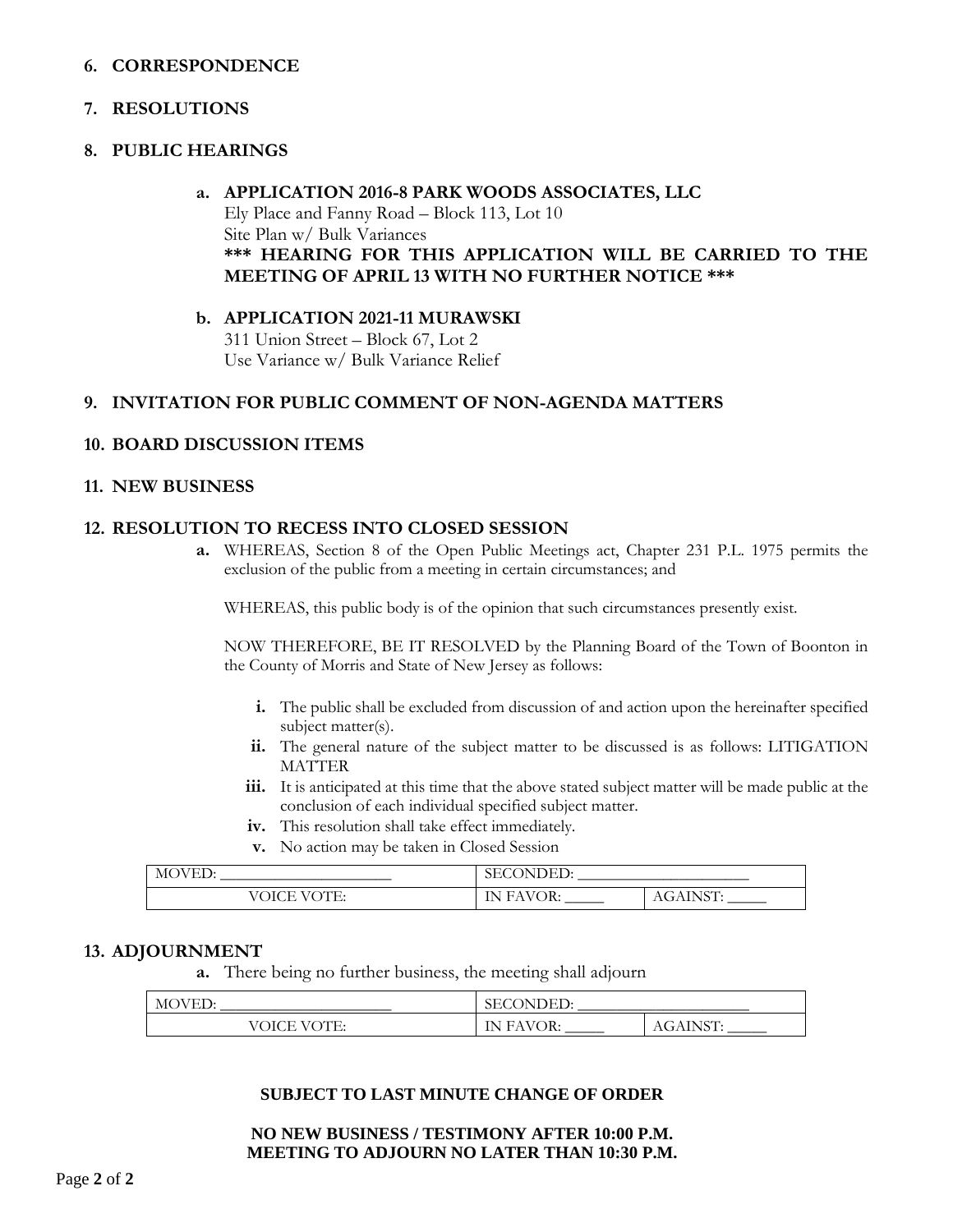6. **CORRESPONDENCE**

7. **RESOLUTIONS**

8. **PUBLIC HEARINGS**

   a. **APPLICATION 2016-8 PARK WOODS ASSOCIATES, LLC**
   Ely Place and Fanny Road – Block 113, Lot 10
   Site Plan w/ Bulk Variances
   **\*\*\* HEARING FOR THIS APPLICATION WILL BE CARRIED TO THE MEETING OF APRIL 13 WITH NO FURTHER NOTICE \*\*\***

   b. **APPLICATION 2021-11 MURAWSKI**
   311 Union Street – Block 67, Lot 2
   Use Variance w/ Bulk Variance Relief

9. **INVITATION FOR PUBLIC COMMENT OF NON-AGENDA MATTERS**

10. **BOARD DISCUSSION ITEMS**

11. **NEW BUSINESS**

12. **RESOLUTION TO RECESS INTO CLOSED SESSION**

    a. WHEREAS, Section 8 of the Open Public Meetings act, Chapter 231 P.L. 1975 permits the exclusion of the public from a meeting in certain circumstances; and

    WHEREAS, this public body is of the opinion that such circumstances presently exist.

    NOW THEREFORE, BE IT RESOLVED by the Planning Board of the Town of Boonton in the County of Morris and State of New Jersey as follows:

    i. The public shall be excluded from discussion of and action upon the hereinafter specified subject matter(s).
    ii. The general nature of the subject matter to be discussed is as follows: LITIGATION MATTER
    iii. It is anticipated at this time that the above stated subject matter will be made public at the conclusion of each individual specified subject matter.
    iv. This resolution shall take effect immediately.
    v. No action may be taken in Closed Session

| | | |
|---|---|---|
| MOVED: ____________________ | SECONDED: ____________________ | |
| VOICE VOTE: | IN FAVOR: _____ | AGAINST: _____ |

13. **ADJOURNMENT**

    a. There being no further business, the meeting shall adjourn

| | | |
|---|---|---|
| MOVED: ____________________ | SECONDED: ____________________ | |
| VOICE VOTE: | IN FAVOR: _____ | AGAINST: _____ |

**SUBJECT TO LAST MINUTE CHANGE OF ORDER**

**NO NEW BUSINESS / TESTIMONY AFTER 10:00 P.M.**
**MEETING TO ADJOURN NO LATER THAN 10:30 P.M.**